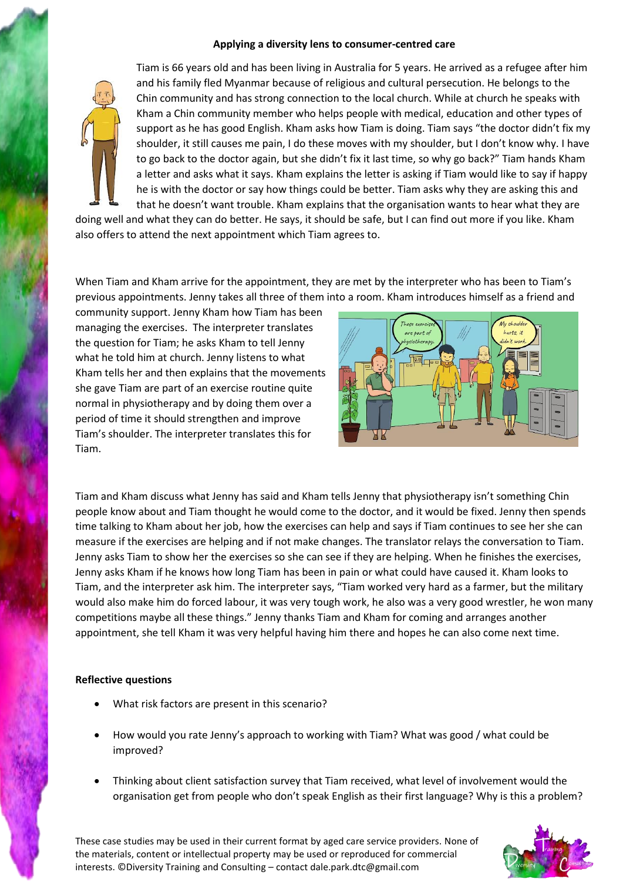**Applying a diversity lens to consumer-centred care**

Tiam is 66 years old and has been living in Australia for 5 years. He arrived as a refugee after him and his family fled Myanmar because of religious and cultural persecution. He belongs to the Chin community and has strong connection to the local church. While at church he speaks with Kham a Chin community member who helps people with medical, education and other types of support as he has good English. Kham asks how Tiam is doing. Tiam says "the doctor didn't fix my shoulder, it still causes me pain, I do these moves with my shoulder, but I don't know why. I have to go back to the doctor again, but she didn't fix it last time, so why go back?" Tiam hands Kham a letter and asks what it says. Kham explains the letter is asking if Tiam would like to say if happy he is with the doctor or say how things could be better. Tiam asks why they are asking this and that he doesn't want trouble. Kham explains that the organisation wants to hear what they are doing well and what they can do better. He says, it should be safe, but I can find out more if you like. Kham also offers to attend the next appointment which Tiam agrees to.

When Tiam and Kham arrive for the appointment, they are met by the interpreter who has been to Tiam's previous appointments. Jenny takes all three of them into a room. Kham introduces himself as a friend and community support. Jenny Kham how Tiam has been managing the exercises. The interpreter translates the question for Tiam; he asks Kham to tell Jenny what he told him at church. Jenny listens to what Kham tells her and then explains that the movements she gave Tiam are part of an exercise routine quite normal in physiotherapy and by doing them over a period of time it should strengthen and improve Tiam's shoulder. The interpreter translates this for Tiam.

Tiam and Kham discuss what Jenny has said and Kham tells Jenny that physiotherapy isn't something Chin people know about and Tiam thought he would come to the doctor, and it would be fixed. Jenny then spends time talking to Kham about her job, how the exercises can help and says if Tiam continues to see her she can measure if the exercises are helping and if not make changes. The translator relays the conversation to Tiam. Jenny asks Tiam to show her the exercises so she can see if they are helping. When he finishes the exercises, Jenny asks Kham if he knows how long Tiam has been in pain or what could have caused it. Kham looks to Tiam, and the interpreter ask him. The interpreter says, "Tiam worked very hard as a farmer, but the military would also make him do forced labour, it was very tough work, he also was a very good wrestler, he won many competitions maybe all these things." Jenny thanks Tiam and Kham for coming and arranges another appointment, she tell Kham it was very helpful having him there and hopes he can also come next time.

**Reflective questions**

- What risk factors are present in this scenario?
- How would you rate Jenny's approach to working with Tiam? What was good / what could be improved?
- Thinking about client satisfaction survey that Tiam received, what level of involvement would the organisation get from people who don't speak English as their first language? Why is this a problem?

These case studies may be used in their current format by aged care service providers. None of the materials, content or intellectual property may be used or reproduced for commercial interests. ©Diversity Training and Consulting – contact dale.park.dtc@gmail.com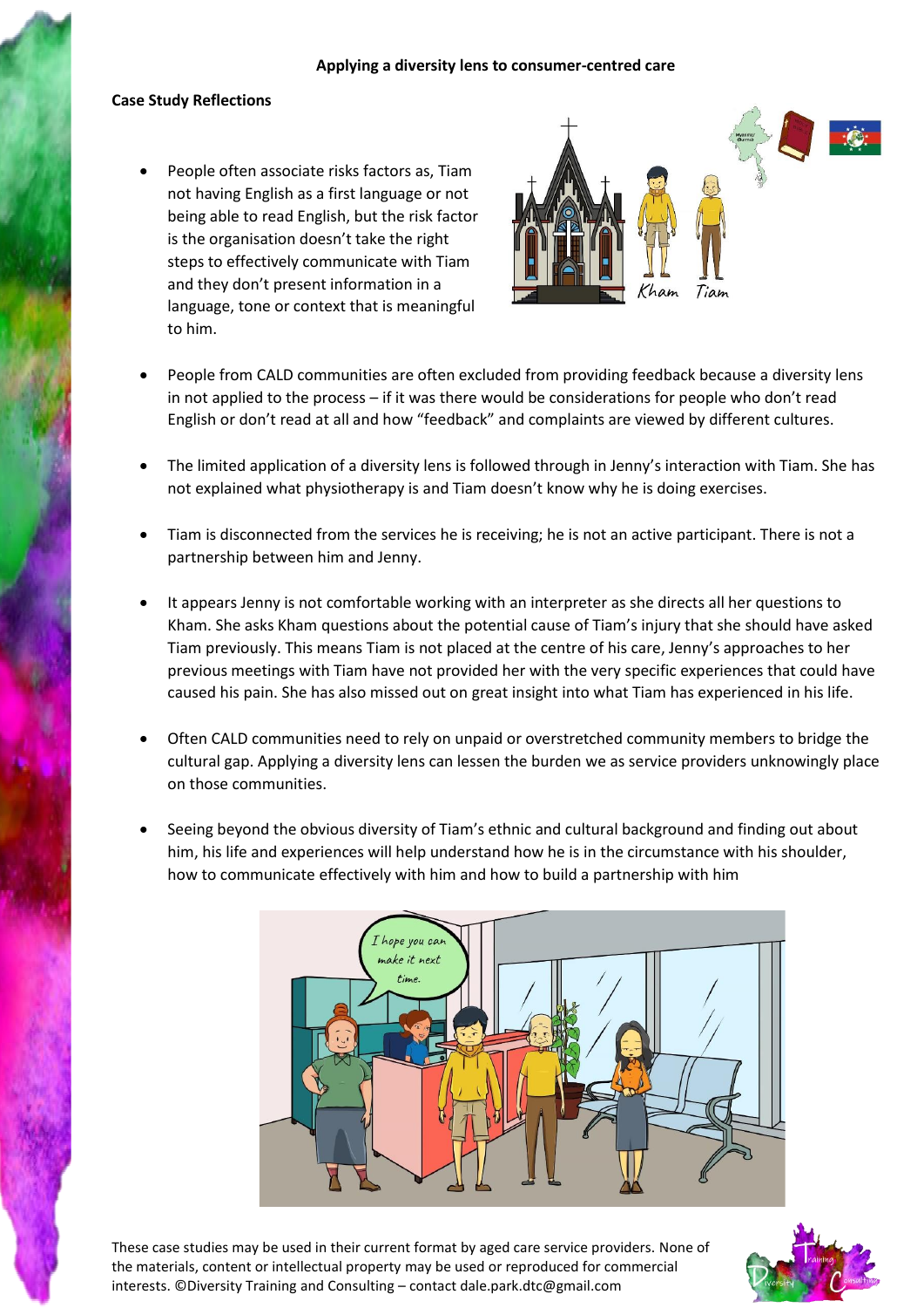**Applying a diversity lens to consumer-centred care**

**Case Study Reflections**

- People often associate risks factors as, Tiam not having English as a first language or not being able to read English, but the risk factor is the organisation doesn't take the right steps to effectively communicate with Tiam and they don't present information in a language, tone or context that is meaningful to him.
- People from CALD communities are often excluded from providing feedback because a diversity lens in not applied to the process – if it was there would be considerations for people who don't read English or don't read at all and how "feedback" and complaints are viewed by different cultures.
- The limited application of a diversity lens is followed through in Jenny's interaction with Tiam. She has not explained what physiotherapy is and Tiam doesn't know why he is doing exercises.
- Tiam is disconnected from the services he is receiving; he is not an active participant. There is not a partnership between him and Jenny.
- It appears Jenny is not comfortable working with an interpreter as she directs all her questions to Kham. She asks Kham questions about the potential cause of Tiam's injury that she should have asked Tiam previously. This means Tiam is not placed at the centre of his care, Jenny's approaches to her previous meetings with Tiam have not provided her with the very specific experiences that could have caused his pain. She has also missed out on great insight into what Tiam has experienced in his life.
- Often CALD communities need to rely on unpaid or overstretched community members to bridge the cultural gap. Applying a diversity lens can lessen the burden we as service providers unknowingly place on those communities.
- Seeing beyond the obvious diversity of Tiam's ethnic and cultural background and finding out about him, his life and experiences will help understand how he is in the circumstance with his shoulder, how to communicate effectively with him and how to build a partnership with him

These case studies may be used in their current format by aged care service providers. None of the materials, content or intellectual property may be used or reproduced for commercial interests. ©Diversity Training and Consulting – contact dale.park.dtc@gmail.com